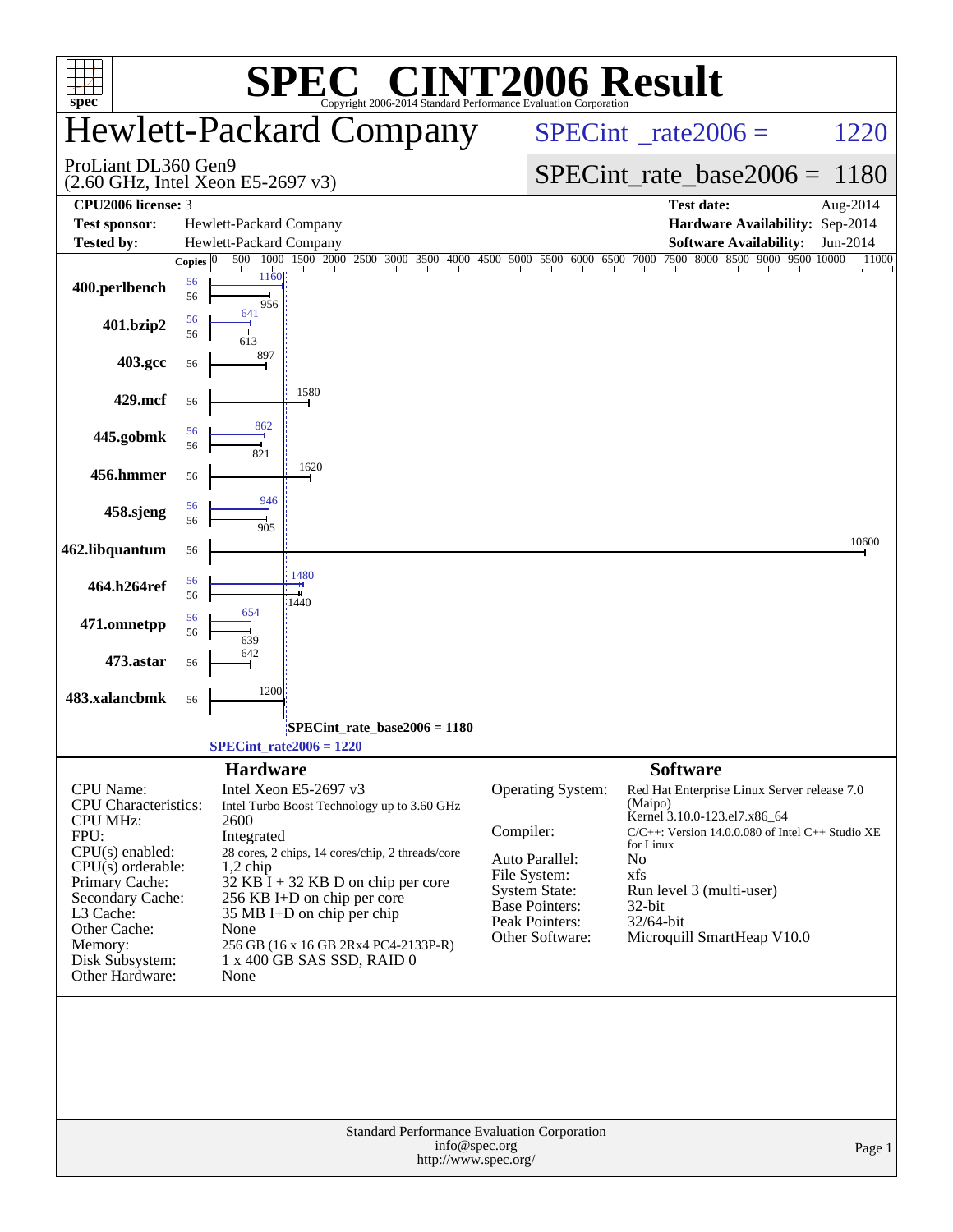# SPEC CINT2006 Result

Copyright 2006-2014 Standard Performance Evaluation Corporation

## Hewlett-Packard Company

ProLiant DL360 Gen9
(2.60 GHz, Intel Xeon E5-2697 v3)

SPECint_rate2006 = 1220

SPECint_rate_base2006 = 1180

| | | | |
|---|---|---|---|
| **CPU2006 license:** | 3 | **Test date:** | Aug-2014 |
| **Test sponsor:** | Hewlett-Packard Company | **Hardware Availability:** | Sep-2014 |
| **Tested by:** | Hewlett-Packard Company | **Software Availability:** | Jun-2014 |

| Benchmark | Copies (peak) | Peak | Copies (base) | Base |
|---|---|---|---|---|
| 400.perlbench | 56 | 1160 | 56 | 956 |
| 401.bzip2 | 56 | 641 | 56 | 613 |
| 403.gcc | | | 56 | 897 |
| 429.mcf | | | 56 | 1580 |
| 445.gobmk | 56 | 862 | 56 | 821 |
| 456.hmmer | | | 56 | 1620 |
| 458.sjeng | 56 | 946 | 56 | 905 |
| 462.libquantum | | | 56 | 10600 |
| 464.h264ref | 56 | 1480 | 56 | 1440 |
| 471.omnetpp | 56 | 654 | 56 | 639 |
| 473.astar | | | 56 | 642 |
| 483.xalancbmk | | | 56 | 1200 |

SPECint_rate_base2006 = 1180

SPECint_rate2006 = 1220

### Hardware

| | |
|---|---|
| CPU Name: | Intel Xeon E5-2697 v3 |
| CPU Characteristics: | Intel Turbo Boost Technology up to 3.60 GHz |
| CPU MHz: | 2600 |
| FPU: | Integrated |
| CPU(s) enabled: | 28 cores, 2 chips, 14 cores/chip, 2 threads/core |
| CPU(s) orderable: | 1,2 chip |
| Primary Cache: | 32 KB I + 32 KB D on chip per core |
| Secondary Cache: | 256 KB I+D on chip per core |
| L3 Cache: | 35 MB I+D on chip per chip |
| Other Cache: | None |
| Memory: | 256 GB (16 x 16 GB 2Rx4 PC4-2133P-R) |
| Disk Subsystem: | 1 x 400 GB SAS SSD, RAID 0 |
| Other Hardware: | None |

### Software

| | |
|---|---|
| Operating System: | Red Hat Enterprise Linux Server release 7.0 (Maipo) Kernel 3.10.0-123.el7.x86_64 |
| Compiler: | C/C++: Version 14.0.0.080 of Intel C++ Studio XE for Linux |
| Auto Parallel: | No |
| File System: | xfs |
| System State: | Run level 3 (multi-user) |
| Base Pointers: | 32-bit |
| Peak Pointers: | 32/64-bit |
| Other Software: | Microquill SmartHeap V10.0 |

Standard Performance Evaluation Corporation
info@spec.org
http://www.spec.org/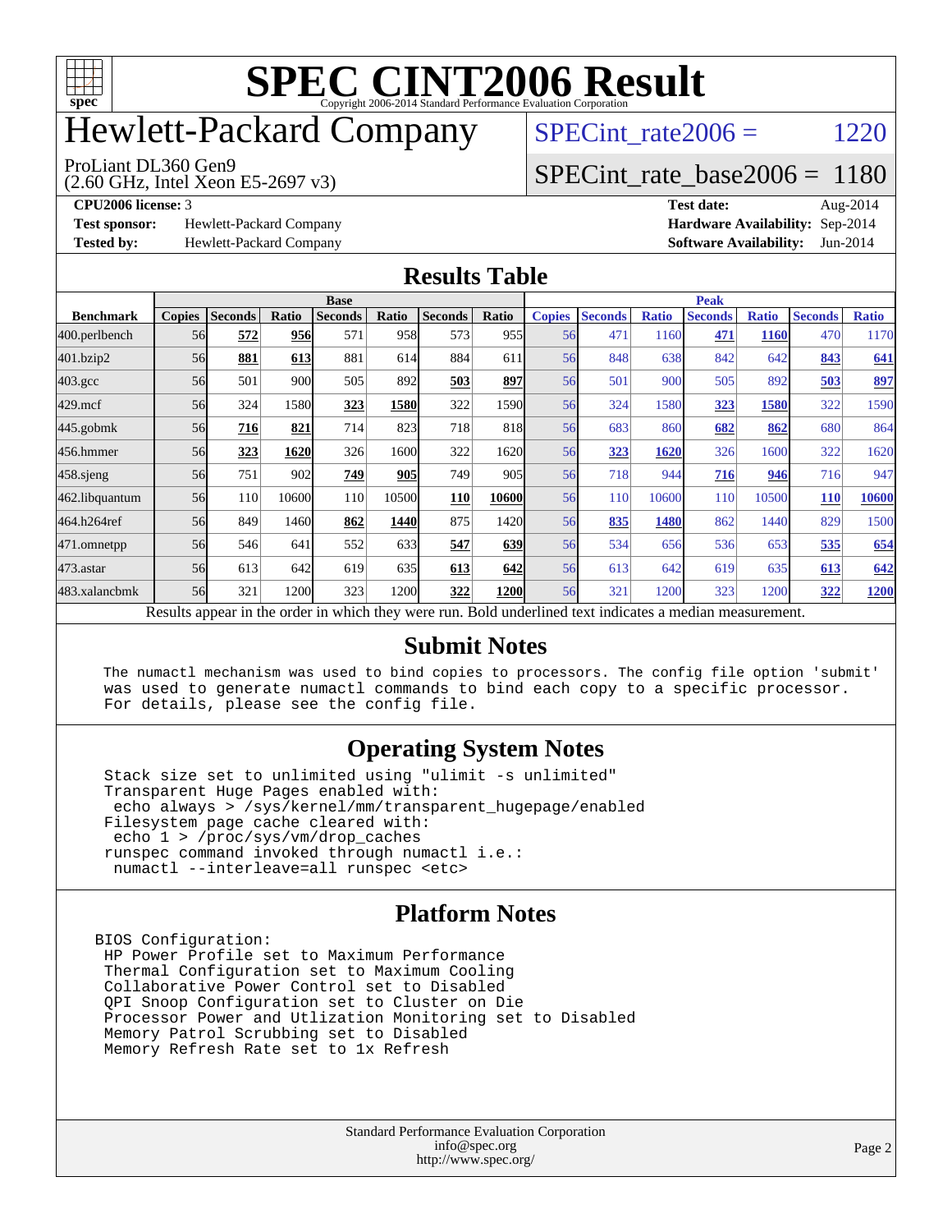# SPEC CINT2006 Result

Copyright 2006-2014 Standard Performance Evaluation Corporation

# Hewlett-Packard Company

ProLiant DL360 Gen9
(2.60 GHz, Intel Xeon E5-2697 v3)

SPECint_rate2006 = 1220

SPECint_rate_base2006 = 1180

**CPU2006 license:** 3
**Test sponsor:** Hewlett-Packard Company
**Tested by:** Hewlett-Packard Company

**Test date:** Aug-2014
**Hardware Availability:** Sep-2014
**Software Availability:** Jun-2014

## Results Table

| Benchmark | Base | | | | | | | Peak | | | | | | |
|---|---|---|---|---|---|---|---|---|---|---|---|---|---|---|
| | Copies | Seconds | Ratio | Seconds | Ratio | Seconds | Ratio | Copies | Seconds | Ratio | Seconds | Ratio | Seconds | Ratio |
| 400.perlbench | 56 | **572** | **956** | 571 | 958 | 573 | 955 | 56 | 471 | 1160 | **471** | **1160** | 470 | 1170 |
| 401.bzip2 | 56 | **881** | **613** | 881 | 614 | 884 | 611 | 56 | 848 | 638 | 842 | 642 | **843** | **641** |
| 403.gcc | 56 | 501 | 900 | 505 | 892 | **503** | **897** | 56 | 501 | 900 | 505 | 892 | **503** | **897** |
| 429.mcf | 56 | 324 | 1580 | **323** | **1580** | 322 | 1590 | 56 | 324 | 1580 | **323** | **1580** | 322 | 1590 |
| 445.gobmk | 56 | **716** | **821** | 714 | 823 | 718 | 818 | 56 | 683 | 860 | **682** | **862** | 680 | 864 |
| 456.hmmer | 56 | **323** | **1620** | 326 | 1600 | 322 | 1620 | 56 | **323** | **1620** | 326 | 1600 | 322 | 1620 |
| 458.sjeng | 56 | 751 | 902 | **749** | **905** | 749 | 905 | 56 | 718 | 944 | **716** | **946** | 716 | 947 |
| 462.libquantum | 56 | 110 | 10600 | 110 | 10500 | **110** | **10600** | 56 | 110 | 10600 | 110 | 10500 | **110** | **10600** |
| 464.h264ref | 56 | 849 | 1460 | **862** | **1440** | 875 | 1420 | 56 | **835** | **1480** | 862 | 1440 | 829 | 1500 |
| 471.omnetpp | 56 | 546 | 641 | 552 | 633 | **547** | **639** | 56 | 534 | 656 | 536 | 653 | **535** | **654** |
| 473.astar | 56 | 613 | 642 | 619 | 635 | **613** | **642** | 56 | 613 | 642 | 619 | 635 | **613** | **642** |
| 483.xalancbmk | 56 | 321 | 1200 | 323 | 1200 | **322** | **1200** | 56 | 321 | 1200 | 323 | 1200 | **322** | **1200** |

Results appear in the order in which they were run. Bold underlined text indicates a median measurement.

## Submit Notes

```
The numactl mechanism was used to bind copies to processors. The config file option 'submit'
was used to generate numactl commands to bind each copy to a specific processor.
For details, please see the config file.
```

## Operating System Notes

```
Stack size set to unlimited using "ulimit -s unlimited"
Transparent Huge Pages enabled with:
 echo always > /sys/kernel/mm/transparent_hugepage/enabled
Filesystem page cache cleared with:
 echo 1 > /proc/sys/vm/drop_caches
runspec command invoked through numactl i.e.:
 numactl --interleave=all runspec <etc>
```

## Platform Notes

```
BIOS Configuration:
 HP Power Profile set to Maximum Performance
 Thermal Configuration set to Maximum Cooling
 Collaborative Power Control set to Disabled
 QPI Snoop Configuration set to Cluster on Die
 Processor Power and Utlization Monitoring set to Disabled
 Memory Patrol Scrubbing set to Disabled
 Memory Refresh Rate set to 1x Refresh
```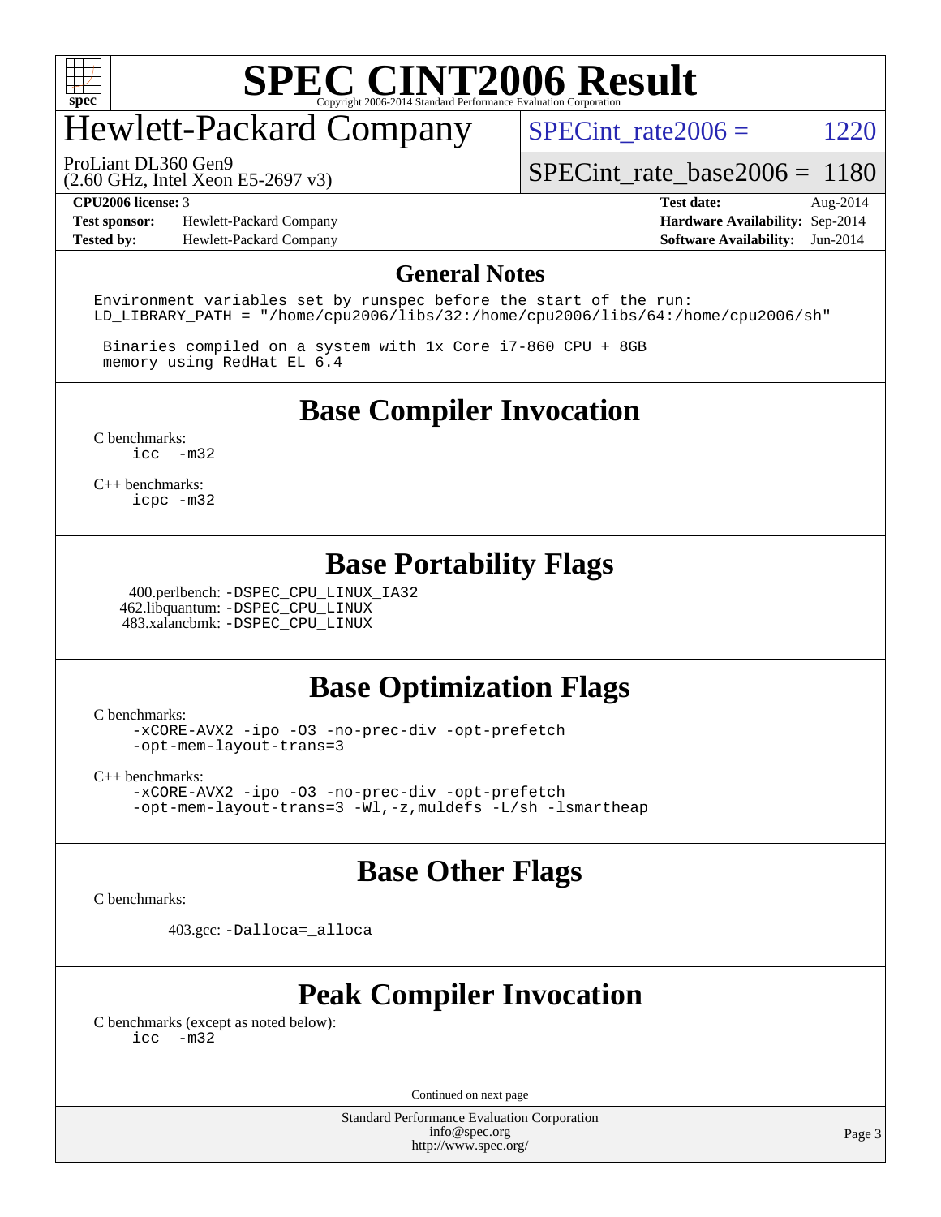# SPEC CINT2006 Result

Copyright 2006-2014 Standard Performance Evaluation Corporation

## Hewlett-Packard Company

ProLiant DL360 Gen9
(2.60 GHz, Intel Xeon E5-2697 v3)

SPECint_rate2006 = 1220

SPECint_rate_base2006 = 1180

**CPU2006 license:** 3
**Test sponsor:** Hewlett-Packard Company
**Tested by:** Hewlett-Packard Company

**Test date:** Aug-2014
**Hardware Availability:** Sep-2014
**Software Availability:** Jun-2014

## General Notes

```
Environment variables set by runspec before the start of the run:
LD_LIBRARY_PATH = "/home/cpu2006/libs/32:/home/cpu2006/libs/64:/home/cpu2006/sh"

 Binaries compiled on a system with 1x Core i7-860 CPU + 8GB
 memory using RedHat EL 6.4
```

## Base Compiler Invocation

C benchmarks:
```
icc  -m32
```

C++ benchmarks:
```
icpc -m32
```

## Base Portability Flags

400.perlbench: -DSPEC_CPU_LINUX_IA32
462.libquantum: -DSPEC_CPU_LINUX
483.xalancbmk: -DSPEC_CPU_LINUX

## Base Optimization Flags

C benchmarks:
```
-xCORE-AVX2 -ipo -O3 -no-prec-div -opt-prefetch
-opt-mem-layout-trans=3
```

C++ benchmarks:
```
-xCORE-AVX2 -ipo -O3 -no-prec-div -opt-prefetch
-opt-mem-layout-trans=3 -Wl,-z,muldefs -L/sh -lsmartheap
```

## Base Other Flags

C benchmarks:

403.gcc: -Dalloca=_alloca

## Peak Compiler Invocation

C benchmarks (except as noted below):
```
icc  -m32
```

Continued on next page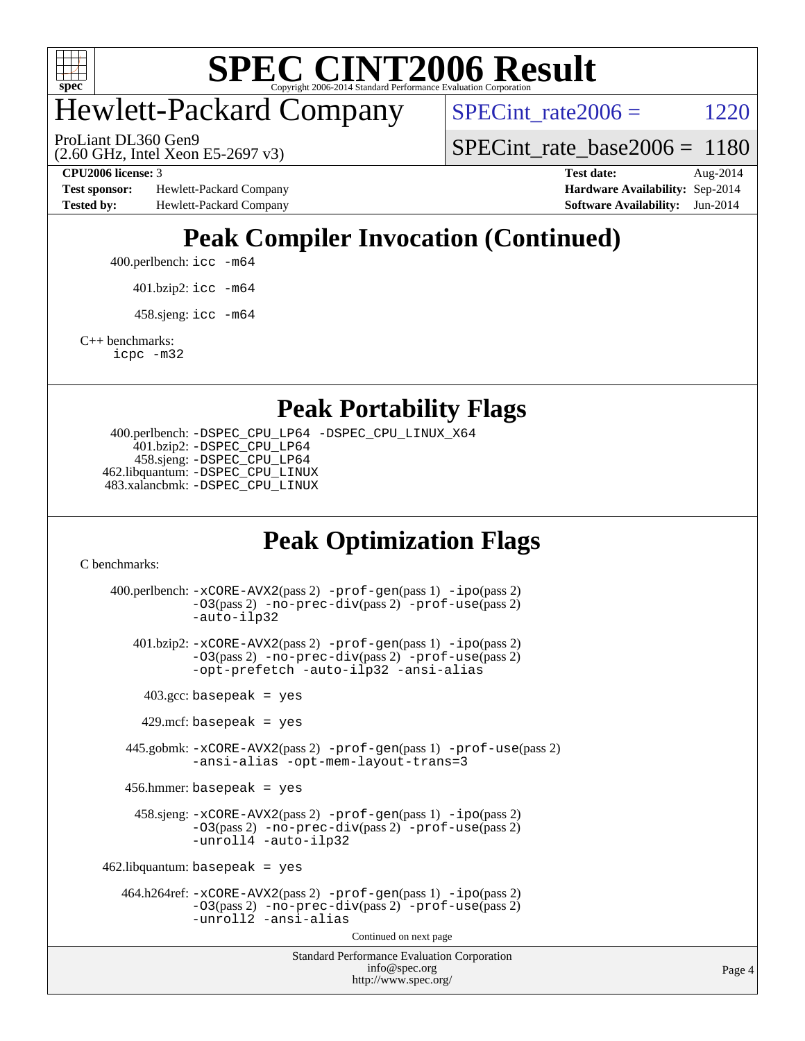# SPEC CINT2006 Result

Copyright 2006-2014 Standard Performance Evaluation Corporation

## Hewlett-Packard Company

ProLiant DL360 Gen9
(2.60 GHz, Intel Xeon E5-2697 v3)

SPECint_rate2006 = 1220

SPECint_rate_base2006 = 1180

| | | | |
|---|---|---|---|
| **CPU2006 license:** 3 | | **Test date:** | Aug-2014 |
| **Test sponsor:** | Hewlett-Packard Company | **Hardware Availability:** | Sep-2014 |
| **Tested by:** | Hewlett-Packard Company | **Software Availability:** | Jun-2014 |

## Peak Compiler Invocation (Continued)

400.perlbench: `icc -m64`

401.bzip2: `icc -m64`

458.sjeng: `icc -m64`

C++ benchmarks:
`icpc -m32`

## Peak Portability Flags

400.perlbench: `-DSPEC_CPU_LP64 -DSPEC_CPU_LINUX_X64`
401.bzip2: `-DSPEC_CPU_LP64`
458.sjeng: `-DSPEC_CPU_LP64`
462.libquantum: `-DSPEC_CPU_LINUX`
483.xalancbmk: `-DSPEC_CPU_LINUX`

## Peak Optimization Flags

C benchmarks:

400.perlbench: `-xCORE-AVX2`(pass 2) `-prof-gen`(pass 1) `-ipo`(pass 2) `-O3`(pass 2) `-no-prec-div`(pass 2) `-prof-use`(pass 2) `-auto-ilp32`

401.bzip2: `-xCORE-AVX2`(pass 2) `-prof-gen`(pass 1) `-ipo`(pass 2) `-O3`(pass 2) `-no-prec-div`(pass 2) `-prof-use`(pass 2) `-opt-prefetch -auto-ilp32 -ansi-alias`

403.gcc: `basepeak = yes`

429.mcf: `basepeak = yes`

445.gobmk: `-xCORE-AVX2`(pass 2) `-prof-gen`(pass 1) `-prof-use`(pass 2) `-ansi-alias -opt-mem-layout-trans=3`

456.hmmer: `basepeak = yes`

458.sjeng: `-xCORE-AVX2`(pass 2) `-prof-gen`(pass 1) `-ipo`(pass 2) `-O3`(pass 2) `-no-prec-div`(pass 2) `-prof-use`(pass 2) `-unroll4 -auto-ilp32`

462.libquantum: `basepeak = yes`

464.h264ref: `-xCORE-AVX2`(pass 2) `-prof-gen`(pass 1) `-ipo`(pass 2) `-O3`(pass 2) `-no-prec-div`(pass 2) `-prof-use`(pass 2) `-unroll2 -ansi-alias`

Continued on next page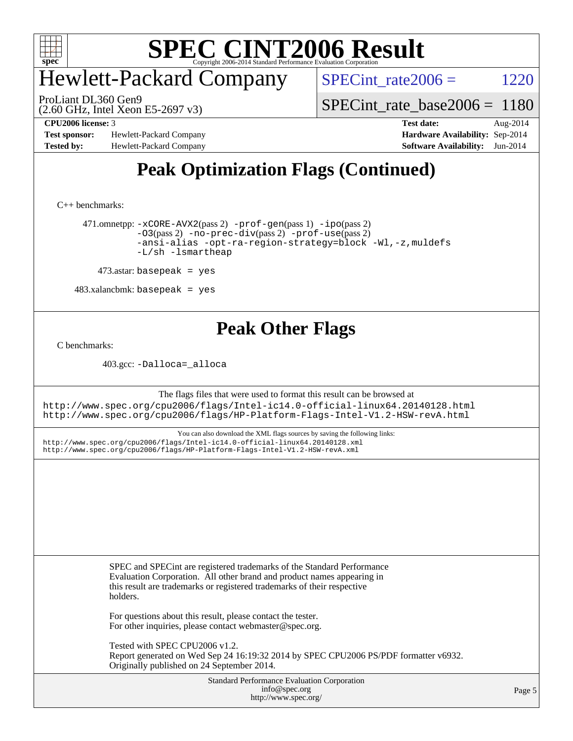# SPEC CINT2006 Result

Copyright 2006-2014 Standard Performance Evaluation Corporation

## Hewlett-Packard Company

ProLiant DL360 Gen9
(2.60 GHz, Intel Xeon E5-2697 v3)

SPECint_rate2006 = 1220

SPECint_rate_base2006 = 1180

**CPU2006 license:** 3
**Test sponsor:** Hewlett-Packard Company
**Tested by:** Hewlett-Packard Company

**Test date:** Aug-2014
**Hardware Availability:** Sep-2014
**Software Availability:** Jun-2014

## Peak Optimization Flags (Continued)

C++ benchmarks:

471.omnetpp: -xCORE-AVX2(pass 2) -prof-gen(pass 1) -ipo(pass 2) -O3(pass 2) -no-prec-div(pass 2) -prof-use(pass 2) -ansi-alias -opt-ra-region-strategy=block -Wl,-z,muldefs -L/sh -lsmartheap

473.astar: basepeak = yes

483.xalancbmk: basepeak = yes

## Peak Other Flags

C benchmarks:

403.gcc: -Dalloca=_alloca

The flags files that were used to format this result can be browsed at
http://www.spec.org/cpu2006/flags/Intel-ic14.0-official-linux64.20140128.html
http://www.spec.org/cpu2006/flags/HP-Platform-Flags-Intel-V1.2-HSW-revA.html

You can also download the XML flags sources by saving the following links:
http://www.spec.org/cpu2006/flags/Intel-ic14.0-official-linux64.20140128.xml
http://www.spec.org/cpu2006/flags/HP-Platform-Flags-Intel-V1.2-HSW-revA.xml

SPEC and SPECint are registered trademarks of the Standard Performance Evaluation Corporation. All other brand and product names appearing in this result are trademarks or registered trademarks of their respective holders.

For questions about this result, please contact the tester.
For other inquiries, please contact webmaster@spec.org.

Tested with SPEC CPU2006 v1.2.
Report generated on Wed Sep 24 16:19:32 2014 by SPEC CPU2006 PS/PDF formatter v6932.
Originally published on 24 September 2014.

Standard Performance Evaluation Corporation
info@spec.org
http://www.spec.org/